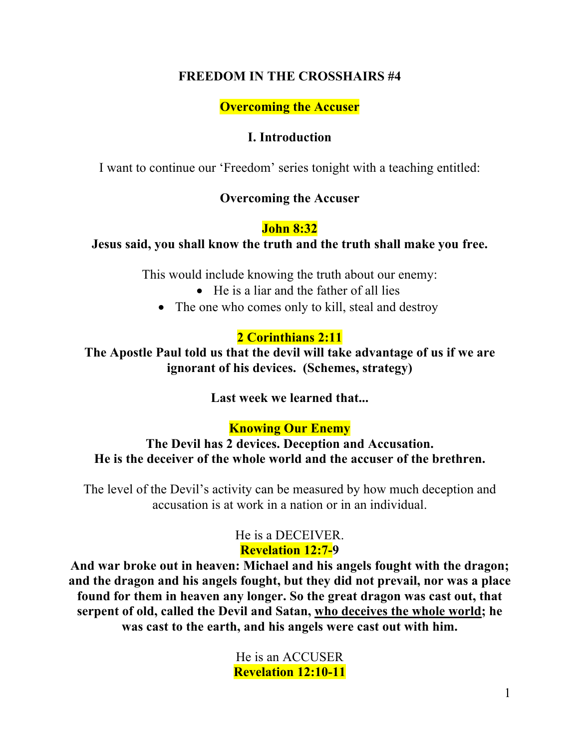# FREEDOM IN THE CROSSHAIRS #4

## Overcoming the Accuser

### I. Introduction

I want to continue our 'Freedom' series tonight with a teaching entitled:

**Overcoming the Accuser**

**John 8:32**

**Jesus said, you shall know the truth and the truth shall make you free.**

This would include knowing the truth about our enemy:

- He is a liar and the father of all lies
- The one who comes only to kill, steal and destroy

**2 Corinthians 2:11**

**The Apostle Paul told us that the devil will take advantage of us if we are ignorant of his devices. (Schemes, strategy)**

**Last week we learned that...**

**Knowing Our Enemy**

**The Devil has 2 devices. Deception and Accusation.**
**He is the deceiver of the whole world and the accuser of the brethren.**

The level of the Devil's activity can be measured by how much deception and accusation is at work in a nation or in an individual.

He is a DECEIVER.

**Revelation 12:7-9**

**And war broke out in heaven: Michael and his angels fought with the dragon; and the dragon and his angels fought, but they did not prevail, nor was a place found for them in heaven any longer. So the great dragon was cast out, that serpent of old, called the Devil and Satan, <u>who deceives the whole world</u>; he was cast to the earth, and his angels were cast out with him.**

He is an ACCUSER

**Revelation 12:10-11**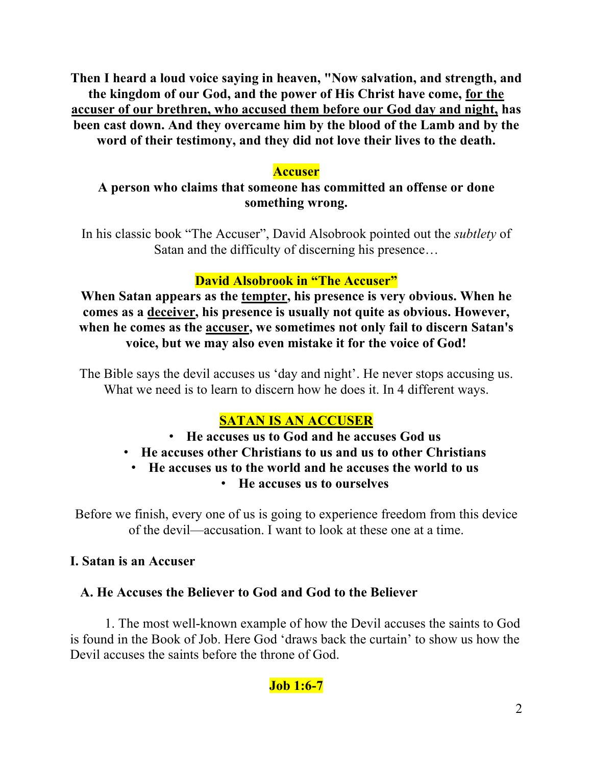**Then I heard a loud voice saying in heaven, "Now salvation, and strength, and the kingdom of our God, and the power of His Christ have come, for the accuser of our brethren, who accused them before our God day and night, has been cast down. And they overcame him by the blood of the Lamb and by the word of their testimony, and they did not love their lives to the death.**

**Accuser**

**A person who claims that someone has committed an offense or done something wrong.**

In his classic book "The Accuser", David Alsobrook pointed out the *subtlety* of Satan and the difficulty of discerning his presence…

**David Alsobrook in "The Accuser"**

**When Satan appears as the tempter, his presence is very obvious. When he comes as a deceiver, his presence is usually not quite as obvious. However, when he comes as the accuser, we sometimes not only fail to discern Satan's voice, but we may also even mistake it for the voice of God!**

The Bible says the devil accuses us 'day and night'. He never stops accusing us. What we need is to learn to discern how he does it. In 4 different ways.

**SATAN IS AN ACCUSER**

- **He accuses us to God and he accuses God us**
- **He accuses other Christians to us and us to other Christians**
- **He accuses us to the world and he accuses the world to us**
- **He accuses us to ourselves**

Before we finish, every one of us is going to experience freedom from this device of the devil—accusation. I want to look at these one at a time.

### I. Satan is an Accuser

#### A. He Accuses the Believer to God and God to the Believer

1. The most well-known example of how the Devil accuses the saints to God is found in the Book of Job. Here God 'draws back the curtain' to show us how the Devil accuses the saints before the throne of God.

**Job 1:6-7**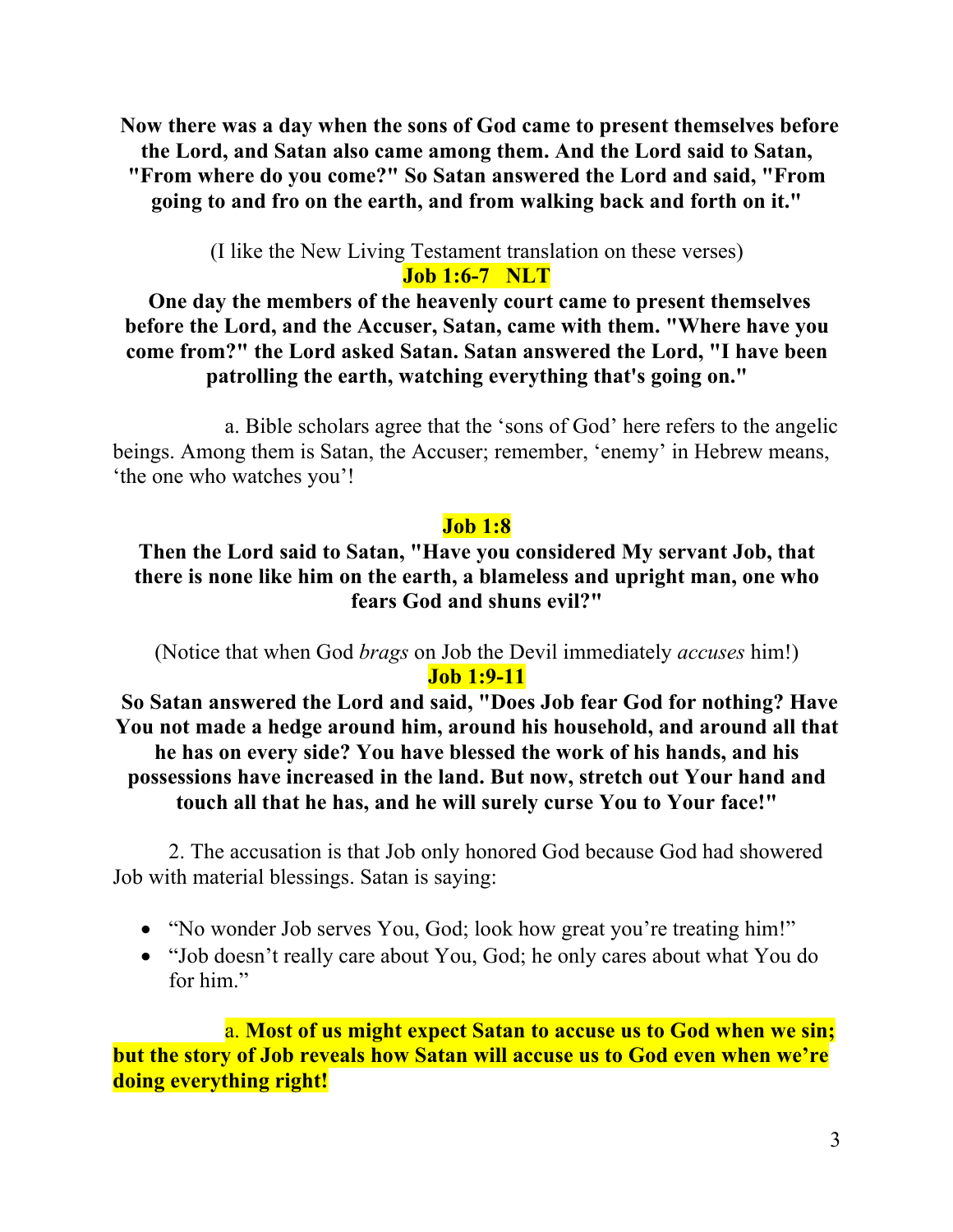**Now there was a day when the sons of God came to present themselves before the Lord, and Satan also came among them. And the Lord said to Satan, "From where do you come?" So Satan answered the Lord and said, "From going to and fro on the earth, and from walking back and forth on it."**

(I like the New Living Testament translation on these verses)

**Job 1:6-7 NLT**

**One day the members of the heavenly court came to present themselves before the Lord, and the Accuser, Satan, came with them. "Where have you come from?" the Lord asked Satan. Satan answered the Lord, "I have been patrolling the earth, watching everything that's going on."**

a. Bible scholars agree that the 'sons of God' here refers to the angelic beings. Among them is Satan, the Accuser; remember, 'enemy' in Hebrew means, 'the one who watches you'!

**Job 1:8**

**Then the Lord said to Satan, "Have you considered My servant Job, that there is none like him on the earth, a blameless and upright man, one who fears God and shuns evil?"**

(Notice that when God *brags* on Job the Devil immediately *accuses* him!)

**Job 1:9-11**

**So Satan answered the Lord and said, "Does Job fear God for nothing? Have You not made a hedge around him, around his household, and around all that he has on every side? You have blessed the work of his hands, and his possessions have increased in the land. But now, stretch out Your hand and touch all that he has, and he will surely curse You to Your face!"**

2. The accusation is that Job only honored God because God had showered Job with material blessings. Satan is saying:

- "No wonder Job serves You, God; look how great you're treating him!"
- "Job doesn't really care about You, God; he only cares about what You do for him."

a. **Most of us might expect Satan to accuse us to God when we sin; but the story of Job reveals how Satan will accuse us to God even when we're doing everything right!**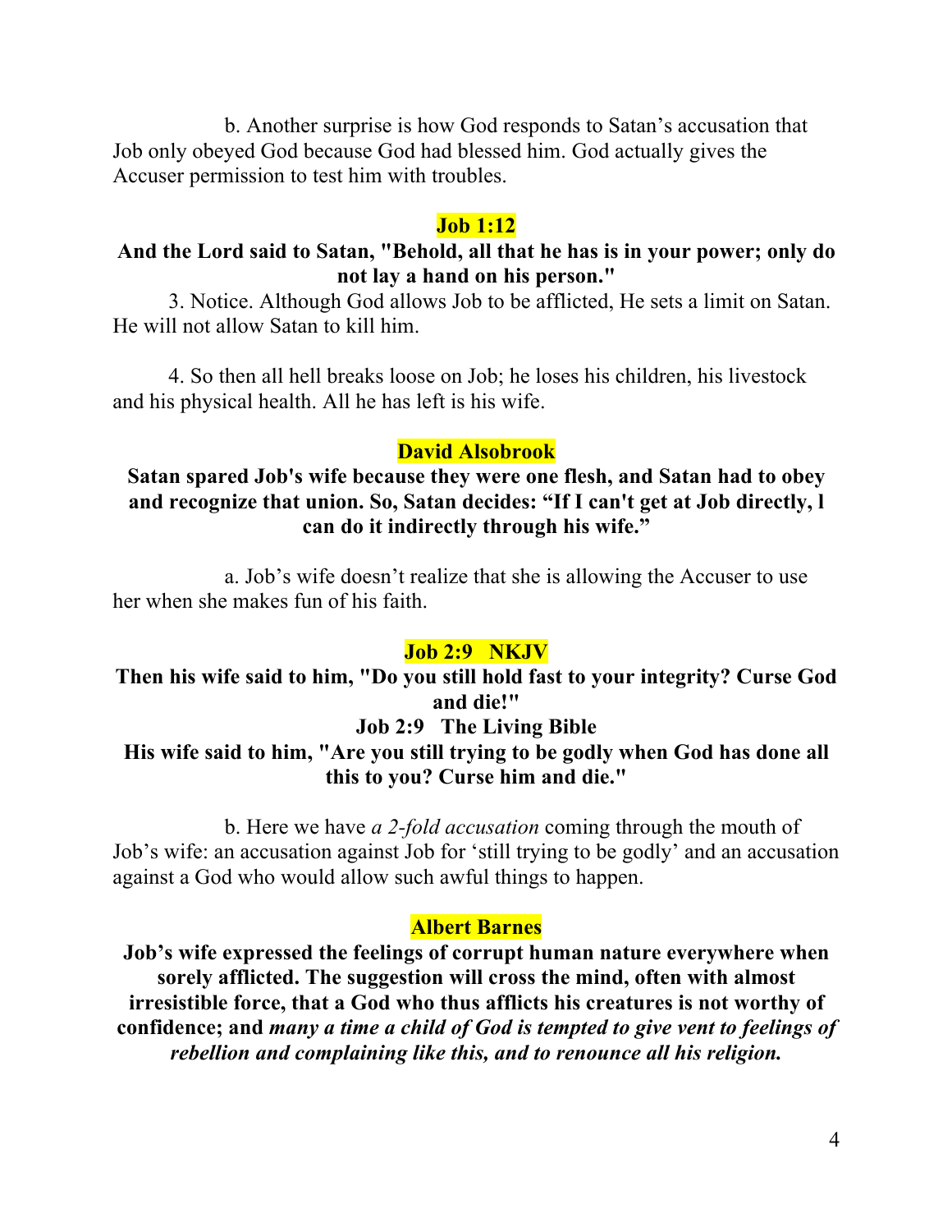b. Another surprise is how God responds to Satan's accusation that Job only obeyed God because God had blessed him. God actually gives the Accuser permission to test him with troubles.

**Job 1:12**

**And the Lord said to Satan, "Behold, all that he has is in your power; only do not lay a hand on his person."**

3. Notice. Although God allows Job to be afflicted, He sets a limit on Satan. He will not allow Satan to kill him.

4. So then all hell breaks loose on Job; he loses his children, his livestock and his physical health. All he has left is his wife.

**David Alsobrook**

**Satan spared Job's wife because they were one flesh, and Satan had to obey and recognize that union. So, Satan decides: "If I can't get at Job directly, l can do it indirectly through his wife."**

a. Job's wife doesn't realize that she is allowing the Accuser to use her when she makes fun of his faith.

**Job 2:9 NKJV**

**Then his wife said to him, "Do you still hold fast to your integrity? Curse God and die!"**

**Job 2:9 The Living Bible**

**His wife said to him, "Are you still trying to be godly when God has done all this to you? Curse him and die."**

b. Here we have *a 2-fold accusation* coming through the mouth of Job's wife: an accusation against Job for 'still trying to be godly' and an accusation against a God who would allow such awful things to happen.

**Albert Barnes**

**Job's wife expressed the feelings of corrupt human nature everywhere when sorely afflicted. The suggestion will cross the mind, often with almost irresistible force, that a God who thus afflicts his creatures is not worthy of confidence; and *many a time a child of God is tempted to give vent to feelings of rebellion and complaining like this, and to renounce all his religion.***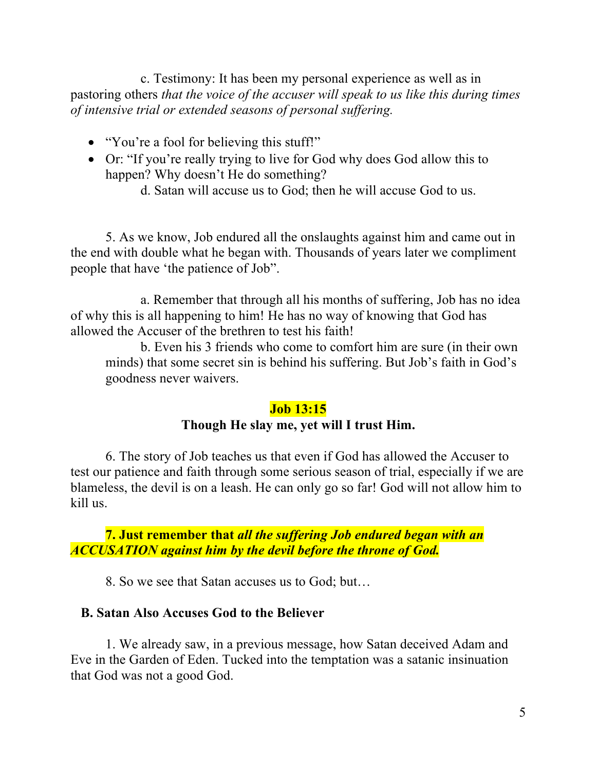c. Testimony: It has been my personal experience as well as in pastoring others *that the voice of the accuser will speak to us like this during times of intensive trial or extended seasons of personal suffering.*

- "You're a fool for believing this stuff!"
- Or: "If you're really trying to live for God why does God allow this to happen? Why doesn't He do something?

d. Satan will accuse us to God; then he will accuse God to us.

5. As we know, Job endured all the onslaughts against him and came out in the end with double what he began with. Thousands of years later we compliment people that have 'the patience of Job".

a. Remember that through all his months of suffering, Job has no idea of why this is all happening to him! He has no way of knowing that God has allowed the Accuser of the brethren to test his faith!

b. Even his 3 friends who come to comfort him are sure (in their own minds) that some secret sin is behind his suffering. But Job's faith in God's goodness never waivers.

**Job 13:15**

**Though He slay me, yet will I trust Him.**

6. The story of Job teaches us that even if God has allowed the Accuser to test our patience and faith through some serious season of trial, especially if we are blameless, the devil is on a leash. He can only go so far! God will not allow him to kill us.

**7. Just remember that *all the suffering Job endured began with an ACCUSATION against him by the devil before the throne of God.***

8. So we see that Satan accuses us to God; but…

**B. Satan Also Accuses God to the Believer**

1. We already saw, in a previous message, how Satan deceived Adam and Eve in the Garden of Eden. Tucked into the temptation was a satanic insinuation that God was not a good God.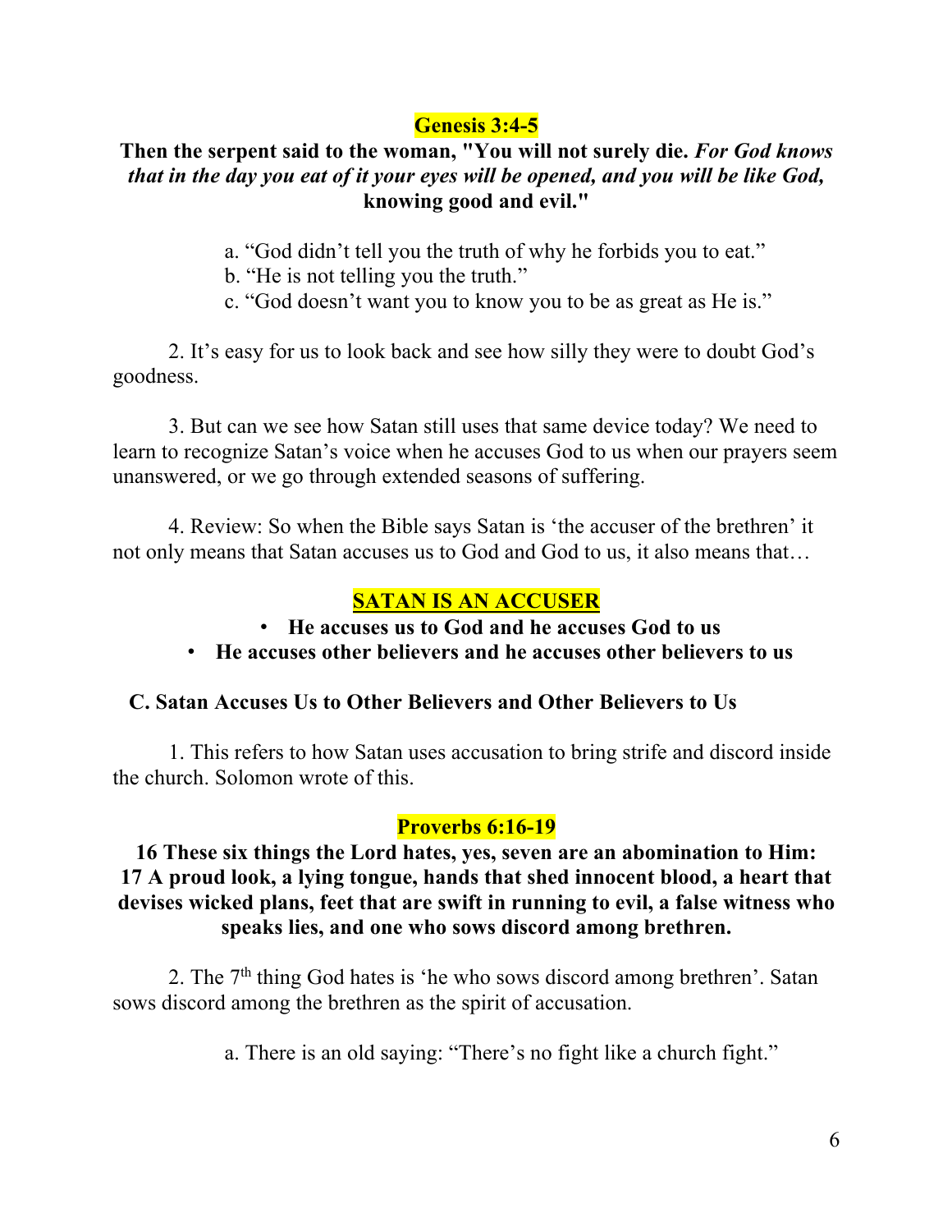**Genesis 3:4-5**

**Then the serpent said to the woman, "You will not surely die.** ***For God knows that in the day you eat of it your eyes will be opened, and you will be like God,*** **knowing good and evil."**

a. "God didn't tell you the truth of why he forbids you to eat."
b. "He is not telling you the truth."
c. "God doesn't want you to know you to be as great as He is."

2. It's easy for us to look back and see how silly they were to doubt God's goodness.

3. But can we see how Satan still uses that same device today? We need to learn to recognize Satan's voice when he accuses God to us when our prayers seem unanswered, or we go through extended seasons of suffering.

4. Review: So when the Bible says Satan is 'the accuser of the brethren' it not only means that Satan accuses us to God and God to us, it also means that…

**SATAN IS AN ACCUSER**

- **He accuses us to God and he accuses God to us**
- **He accuses other believers and he accuses other believers to us**

### C. Satan Accuses Us to Other Believers and Other Believers to Us

1. This refers to how Satan uses accusation to bring strife and discord inside the church. Solomon wrote of this.

**Proverbs 6:16-19**

**16 These six things the Lord hates, yes, seven are an abomination to Him: 17 A proud look, a lying tongue, hands that shed innocent blood, a heart that devises wicked plans, feet that are swift in running to evil, a false witness who speaks lies, and one who sows discord among brethren.**

2. The 7th thing God hates is 'he who sows discord among brethren'. Satan sows discord among the brethren as the spirit of accusation.

a. There is an old saying: "There's no fight like a church fight."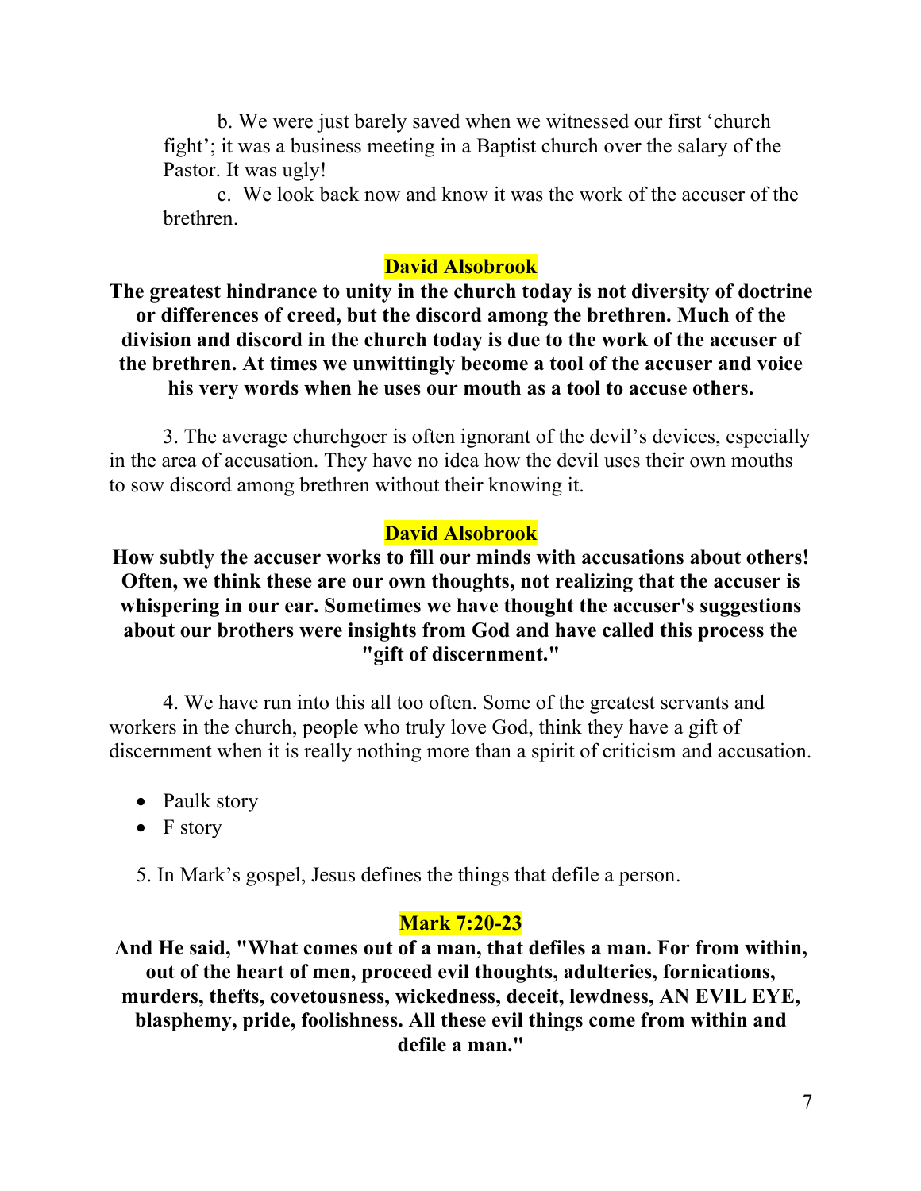b. We were just barely saved when we witnessed our first 'church fight'; it was a business meeting in a Baptist church over the salary of the Pastor. It was ugly!

c. We look back now and know it was the work of the accuser of the brethren.

**David Alsobrook**

**The greatest hindrance to unity in the church today is not diversity of doctrine or differences of creed, but the discord among the brethren. Much of the division and discord in the church today is due to the work of the accuser of the brethren. At times we unwittingly become a tool of the accuser and voice his very words when he uses our mouth as a tool to accuse others.**

3. The average churchgoer is often ignorant of the devil's devices, especially in the area of accusation. They have no idea how the devil uses their own mouths to sow discord among brethren without their knowing it.

**David Alsobrook**

**How subtly the accuser works to fill our minds with accusations about others! Often, we think these are our own thoughts, not realizing that the accuser is whispering in our ear. Sometimes we have thought the accuser's suggestions about our brothers were insights from God and have called this process the "gift of discernment."**

4. We have run into this all too often. Some of the greatest servants and workers in the church, people who truly love God, think they have a gift of discernment when it is really nothing more than a spirit of criticism and accusation.

- Paulk story
- F story

5. In Mark's gospel, Jesus defines the things that defile a person.

**Mark 7:20-23**

**And He said, "What comes out of a man, that defiles a man. For from within, out of the heart of men, proceed evil thoughts, adulteries, fornications, murders, thefts, covetousness, wickedness, deceit, lewdness, AN EVIL EYE, blasphemy, pride, foolishness. All these evil things come from within and defile a man."**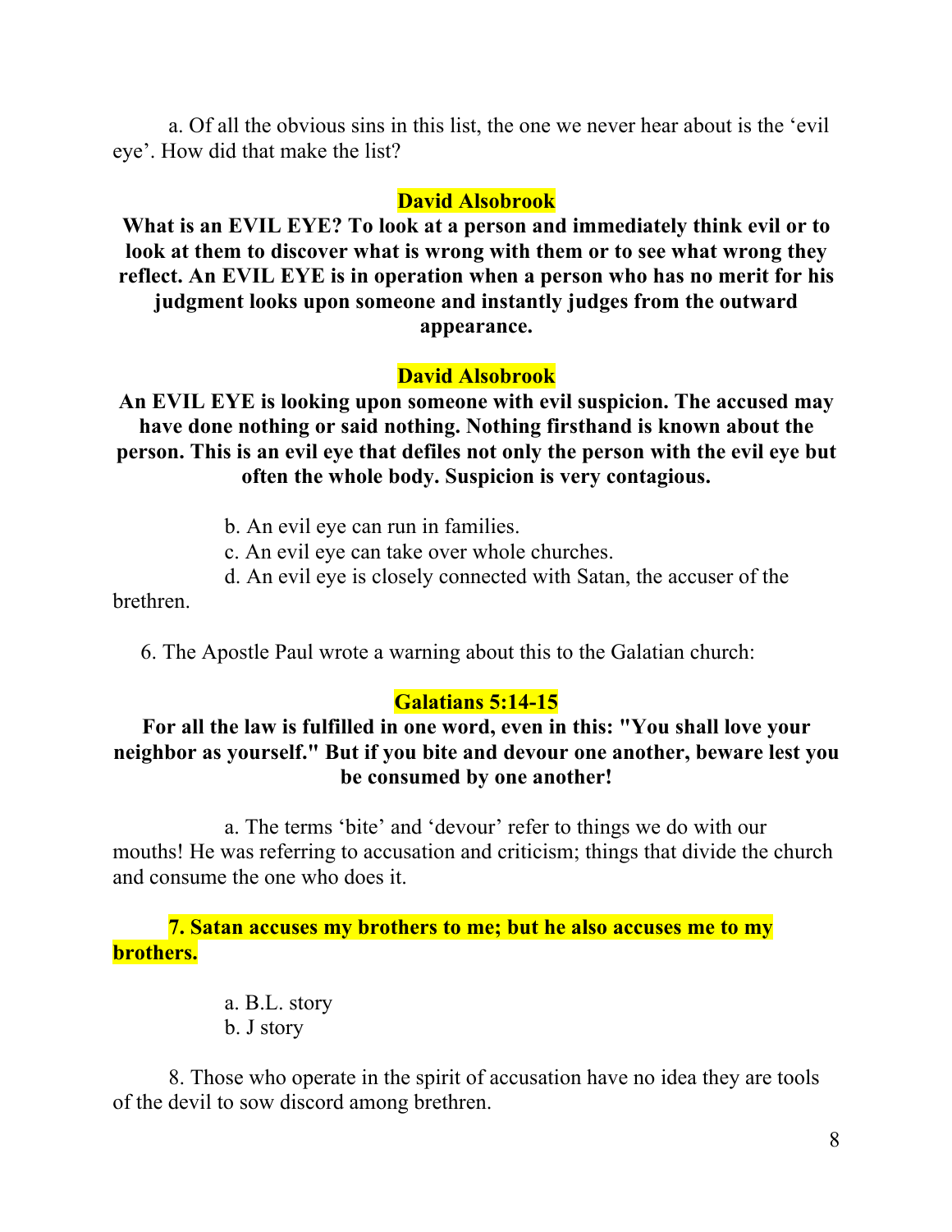a. Of all the obvious sins in this list, the one we never hear about is the 'evil eye'. How did that make the list?

**David Alsobrook**

**What is an EVIL EYE? To look at a person and immediately think evil or to look at them to discover what is wrong with them or to see what wrong they reflect. An EVIL EYE is in operation when a person who has no merit for his judgment looks upon someone and instantly judges from the outward appearance.**

**David Alsobrook**

**An EVIL EYE is looking upon someone with evil suspicion. The accused may have done nothing or said nothing. Nothing firsthand is known about the person. This is an evil eye that defiles not only the person with the evil eye but often the whole body. Suspicion is very contagious.**

b. An evil eye can run in families.

c. An evil eye can take over whole churches.

d. An evil eye is closely connected with Satan, the accuser of the brethren.

6. The Apostle Paul wrote a warning about this to the Galatian church:

**Galatians 5:14-15**

**For all the law is fulfilled in one word, even in this: "You shall love your neighbor as yourself." But if you bite and devour one another, beware lest you be consumed by one another!**

a. The terms 'bite' and 'devour' refer to things we do with our mouths! He was referring to accusation and criticism; things that divide the church and consume the one who does it.

**7. Satan accuses my brothers to me; but he also accuses me to my brothers.**

a. B.L. story

b. J story

8. Those who operate in the spirit of accusation have no idea they are tools of the devil to sow discord among brethren.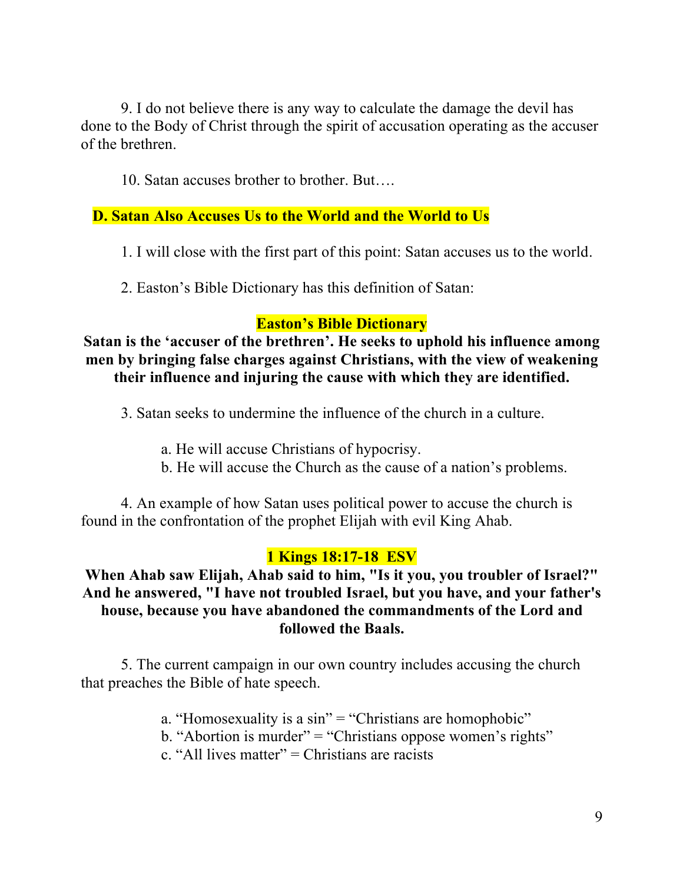9. I do not believe there is any way to calculate the damage the devil has done to the Body of Christ through the spirit of accusation operating as the accuser of the brethren.

10. Satan accuses brother to brother. But….

## D. Satan Also Accuses Us to the World and the World to Us

1. I will close with the first part of this point: Satan accuses us to the world.

2. Easton's Bible Dictionary has this definition of Satan:

**Easton's Bible Dictionary**

**Satan is the 'accuser of the brethren'. He seeks to uphold his influence among men by bringing false charges against Christians, with the view of weakening their influence and injuring the cause with which they are identified.**

3. Satan seeks to undermine the influence of the church in a culture.

a. He will accuse Christians of hypocrisy.
b. He will accuse the Church as the cause of a nation's problems.

4. An example of how Satan uses political power to accuse the church is found in the confrontation of the prophet Elijah with evil King Ahab.

**1 Kings 18:17-18 ESV**

**When Ahab saw Elijah, Ahab said to him, "Is it you, you troubler of Israel?" And he answered, "I have not troubled Israel, but you have, and your father's house, because you have abandoned the commandments of the Lord and followed the Baals.**

5. The current campaign in our own country includes accusing the church that preaches the Bible of hate speech.

a. "Homosexuality is a sin" = "Christians are homophobic"
b. "Abortion is murder" = "Christians oppose women's rights"
c. "All lives matter" = Christians are racists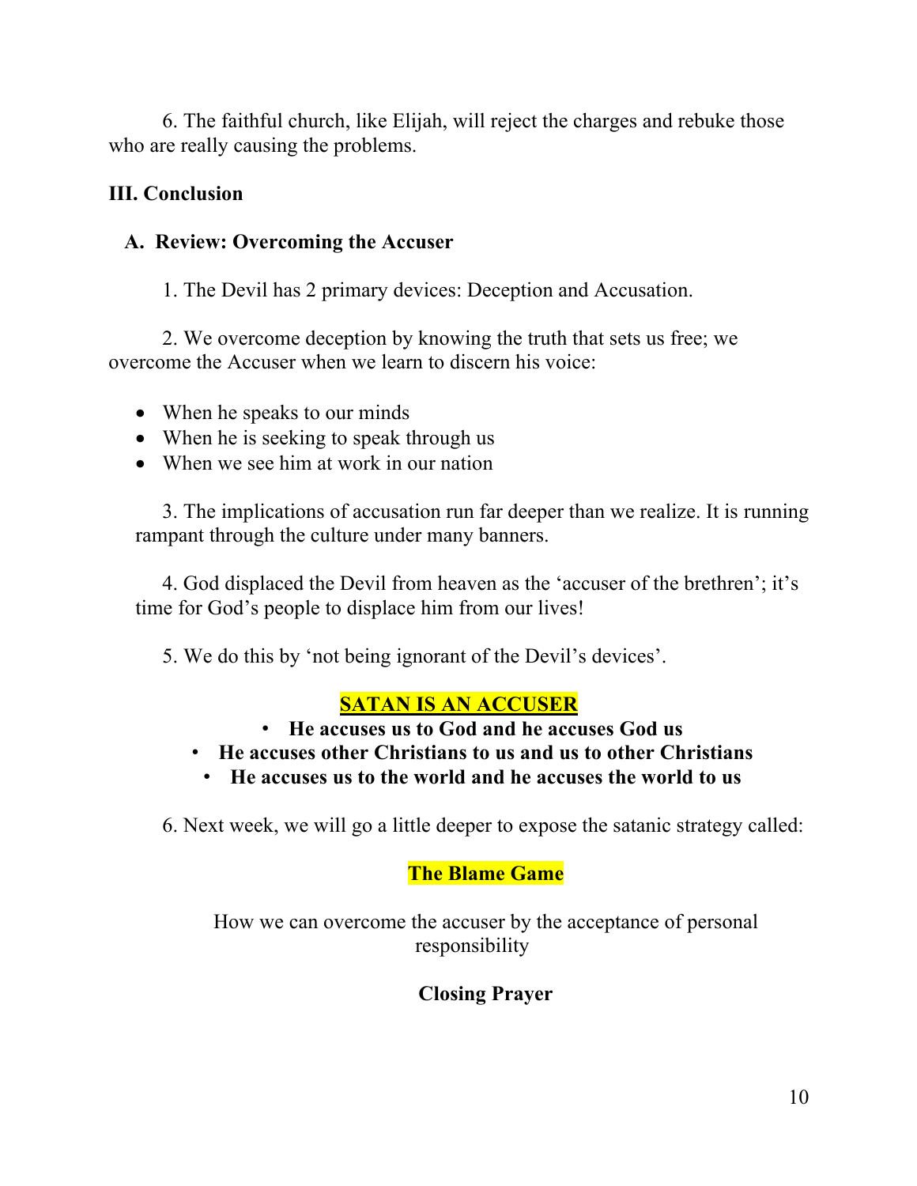6. The faithful church, like Elijah, will reject the charges and rebuke those who are really causing the problems.

## III. Conclusion

### A. Review: Overcoming the Accuser

1. The Devil has 2 primary devices: Deception and Accusation.

2. We overcome deception by knowing the truth that sets us free; we overcome the Accuser when we learn to discern his voice:

- When he speaks to our minds
- When he is seeking to speak through us
- When we see him at work in our nation

3. The implications of accusation run far deeper than we realize. It is running rampant through the culture under many banners.

4. God displaced the Devil from heaven as the 'accuser of the brethren'; it's time for God's people to displace him from our lives!

5. We do this by 'not being ignorant of the Devil's devices'.

**SATAN IS AN ACCUSER**

- **He accuses us to God and he accuses God us**
- **He accuses other Christians to us and us to other Christians**
- **He accuses us to the world and he accuses the world to us**

6. Next week, we will go a little deeper to expose the satanic strategy called:

**The Blame Game**

How we can overcome the accuser by the acceptance of personal responsibility

**Closing Prayer**